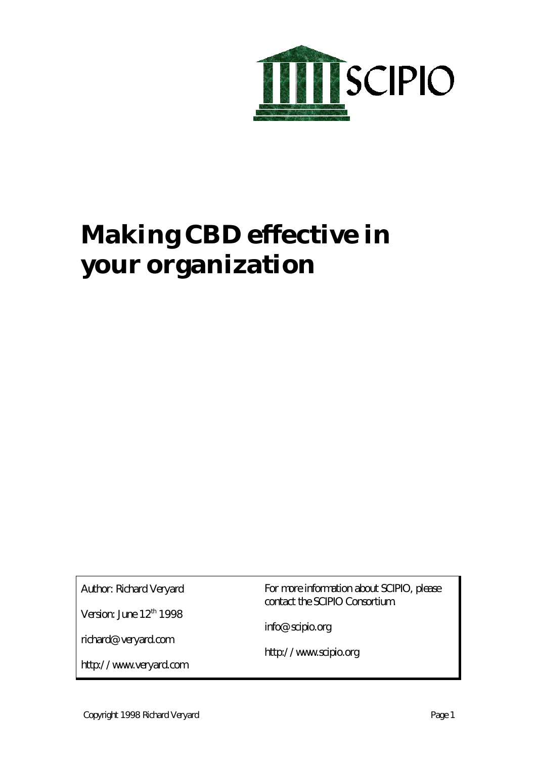SCIPIO

# Making CBD effective in your organization

Author: Richard Veryard

Version: June 12th 1998

richard@veryard.com

http://www.veryard.com

For more information about SCIPIO, please contact the SCIPIO Consortium

info@scipio.org

http://www.scipio.org

Copyright 1998 Richard Veryard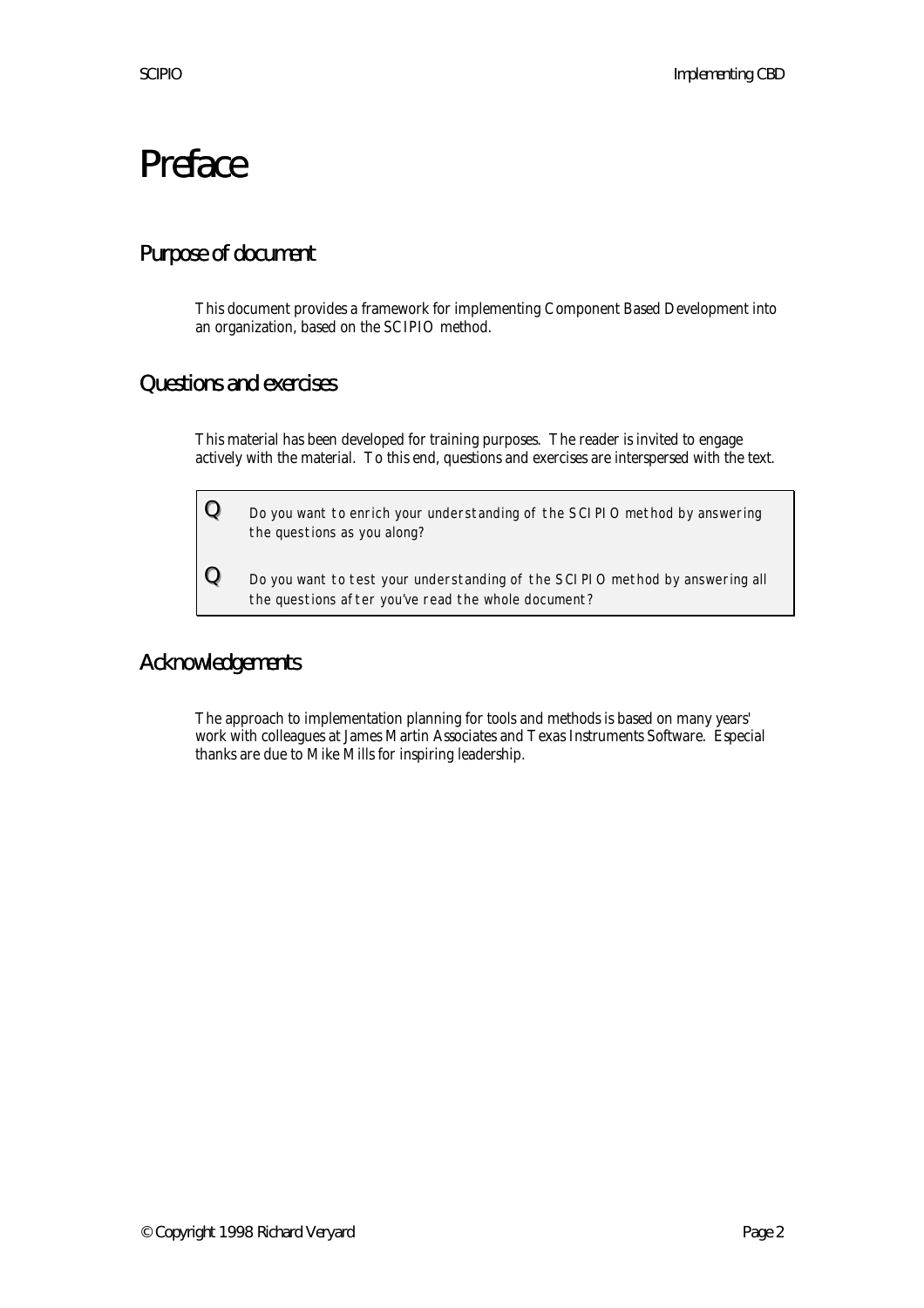# Preface

## Purpose of document

This document provides a framework for implementing Component Based Development into an organization, based on the SCIPIO method.

## Questions and exercises

This material has been developed for training purposes. The reader is invited to engage actively with the material. To this end, questions and exercises are interspersed with the text.

> **Q** *Do you want to enrich your understanding of the SCIPIO method by answering the questions as you along?*
>
> **Q** *Do you want to test your understanding of the SCIPIO method by answering all the questions after you've read the whole document?*

## Acknowledgements

The approach to implementation planning for tools and methods is based on many years' work with colleagues at James Martin Associates and Texas Instruments Software. Especial thanks are due to Mike Mills for inspiring leadership.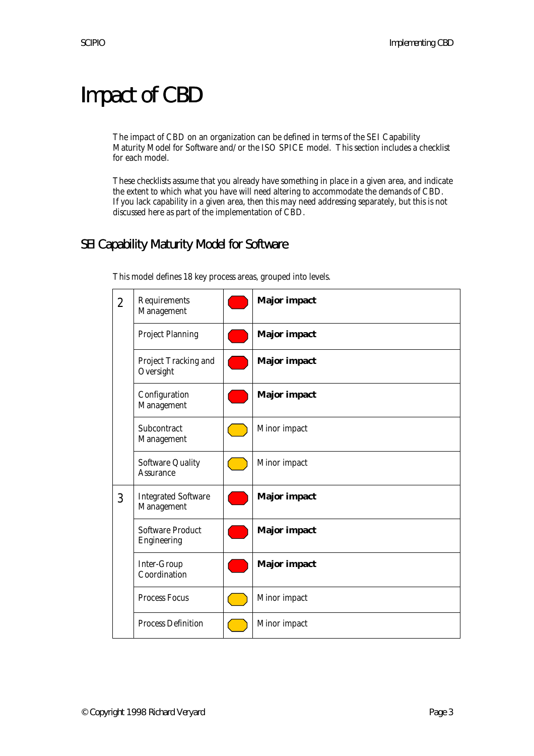# Impact of CBD

The impact of CBD on an organization can be defined in terms of the SEI Capability Maturity Model for Software and/or the ISO SPICE model. This section includes a checklist for each model.

These checklists assume that you already have something in place in a given area, and indicate the extent to which what you have will need altering to accommodate the demands of CBD. If you lack capability in a given area, then this may need addressing separately, but this is not discussed here as part of the implementation of CBD.

## SEI Capability Maturity Model for Software

This model defines 18 key process areas, grouped into levels.

| Level | Key Process Area | Indicator | Impact |
|---|---|---|---|
| 2 | Requirements Management | Red | **Major impact** |
| | Project Planning | Red | **Major impact** |
| | Project Tracking and Oversight | Red | **Major impact** |
| | Configuration Management | Red | **Major impact** |
| | Subcontract Management | Yellow | Minor impact |
| | Software Quality Assurance | Yellow | Minor impact |
| 3 | Integrated Software Management | Red | **Major impact** |
| | Software Product Engineering | Red | **Major impact** |
| | Inter-Group Coordination | Red | **Major impact** |
| | Process Focus | Yellow | Minor impact |
| | Process Definition | Yellow | Minor impact |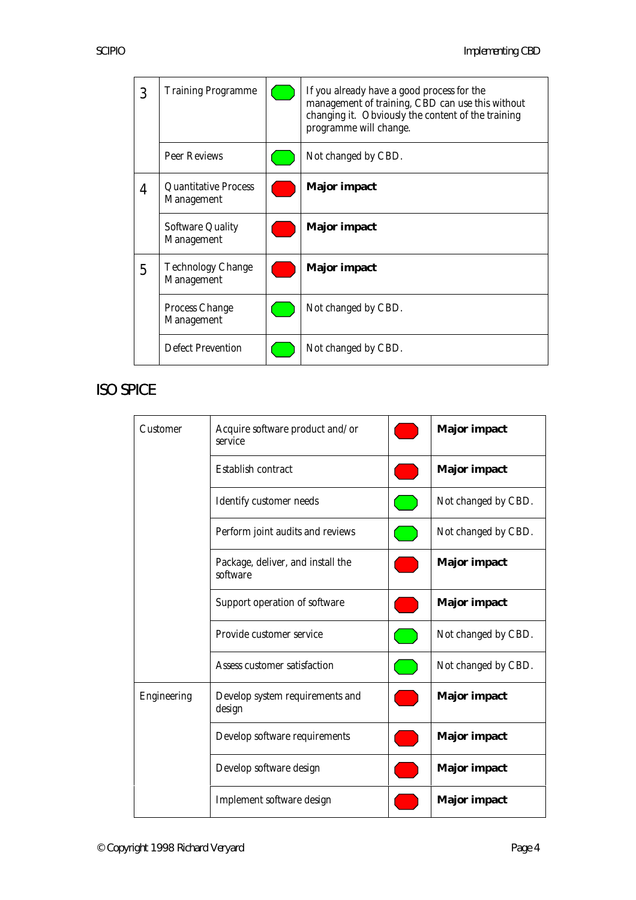| | | | |
|---|---|---|---|
| 3 | Training Programme | 🟢 | If you already have a good process for the management of training, CBD can use this without changing it. Obviously the content of the training programme will change. |
| | Peer Reviews | 🟢 | Not changed by CBD. |
| 4 | Quantitative Process Management | 🔴 | **Major impact** |
| | Software Quality Management | 🔴 | **Major impact** |
| 5 | Technology Change Management | 🔴 | **Major impact** |
| | Process Change Management | 🟢 | Not changed by CBD. |
| | Defect Prevention | 🟢 | Not changed by CBD. |

## ISO SPICE

| | | | |
|---|---|---|---|
| Customer | Acquire software product and/or service | 🔴 | **Major impact** |
| | Establish contract | 🔴 | **Major impact** |
| | Identify customer needs | 🟢 | Not changed by CBD. |
| | Perform joint audits and reviews | 🟢 | Not changed by CBD. |
| | Package, deliver, and install the software | 🔴 | **Major impact** |
| | Support operation of software | 🔴 | **Major impact** |
| | Provide customer service | 🟢 | Not changed by CBD. |
| | Assess customer satisfaction | 🟢 | Not changed by CBD. |
| Engineering | Develop system requirements and design | 🔴 | **Major impact** |
| | Develop software requirements | 🔴 | **Major impact** |
| | Develop software design | 🔴 | **Major impact** |
| | Implement software design | 🔴 | **Major impact** |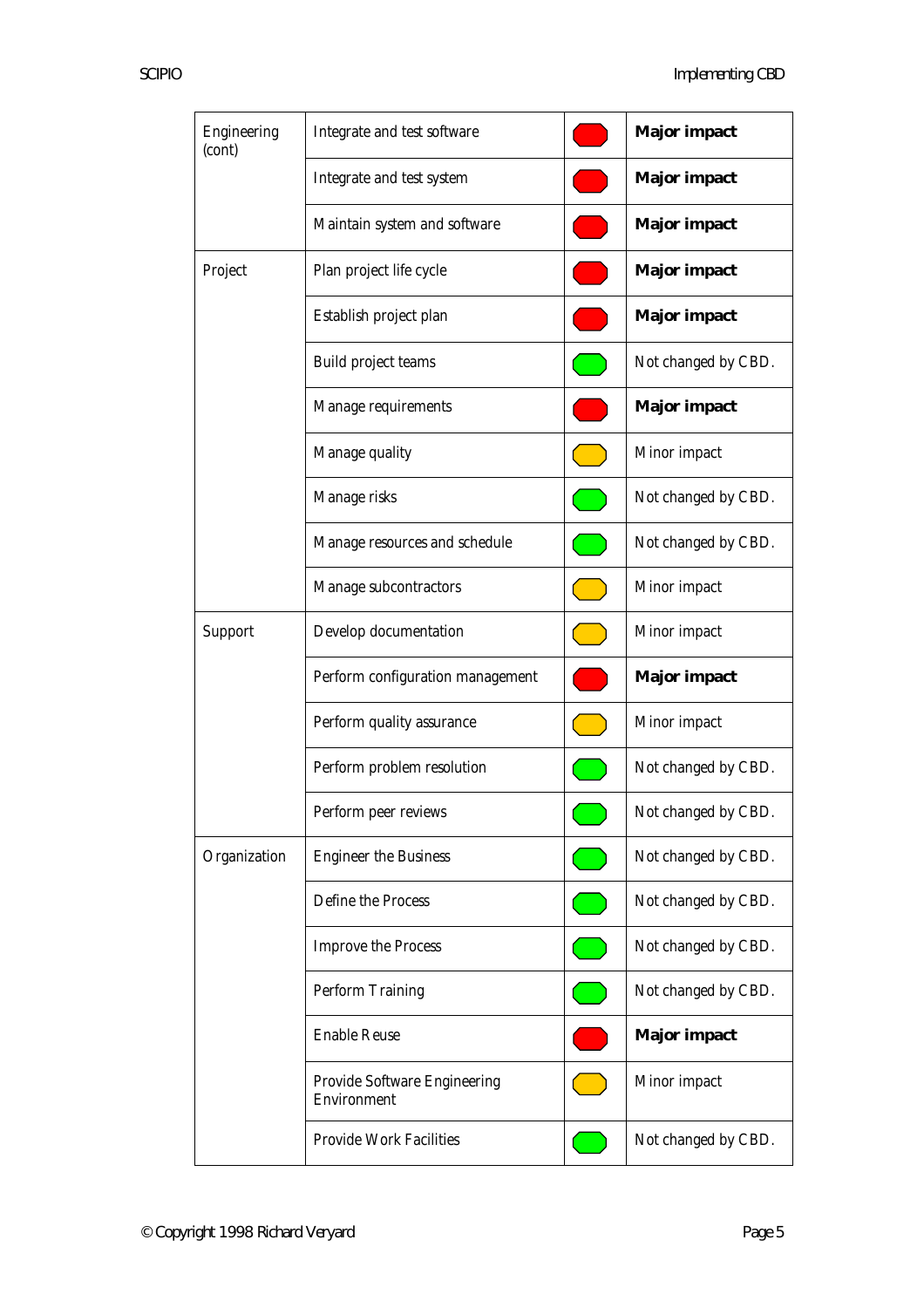| | | | |
|---|---|---|---|
| Engineering (cont) | Integrate and test software | Red | **Major impact** |
| | Integrate and test system | Red | **Major impact** |
| | Maintain system and software | Red | **Major impact** |
| Project | Plan project life cycle | Red | **Major impact** |
| | Establish project plan | Red | **Major impact** |
| | Build project teams | Green | Not changed by CBD. |
| | Manage requirements | Red | **Major impact** |
| | Manage quality | Amber | Minor impact |
| | Manage risks | Green | Not changed by CBD. |
| | Manage resources and schedule | Green | Not changed by CBD. |
| | Manage subcontractors | Amber | Minor impact |
| Support | Develop documentation | Amber | Minor impact |
| | Perform configuration management | Red | **Major impact** |
| | Perform quality assurance | Amber | Minor impact |
| | Perform problem resolution | Green | Not changed by CBD. |
| | Perform peer reviews | Green | Not changed by CBD. |
| Organization | Engineer the Business | Green | Not changed by CBD. |
| | Define the Process | Green | Not changed by CBD. |
| | Improve the Process | Green | Not changed by CBD. |
| | Perform Training | Green | Not changed by CBD. |
| | Enable Reuse | Red | **Major impact** |
| | Provide Software Engineering Environment | Amber | Minor impact |
| | Provide Work Facilities | Green | Not changed by CBD. |

© Copyright 1998 Richard Veryard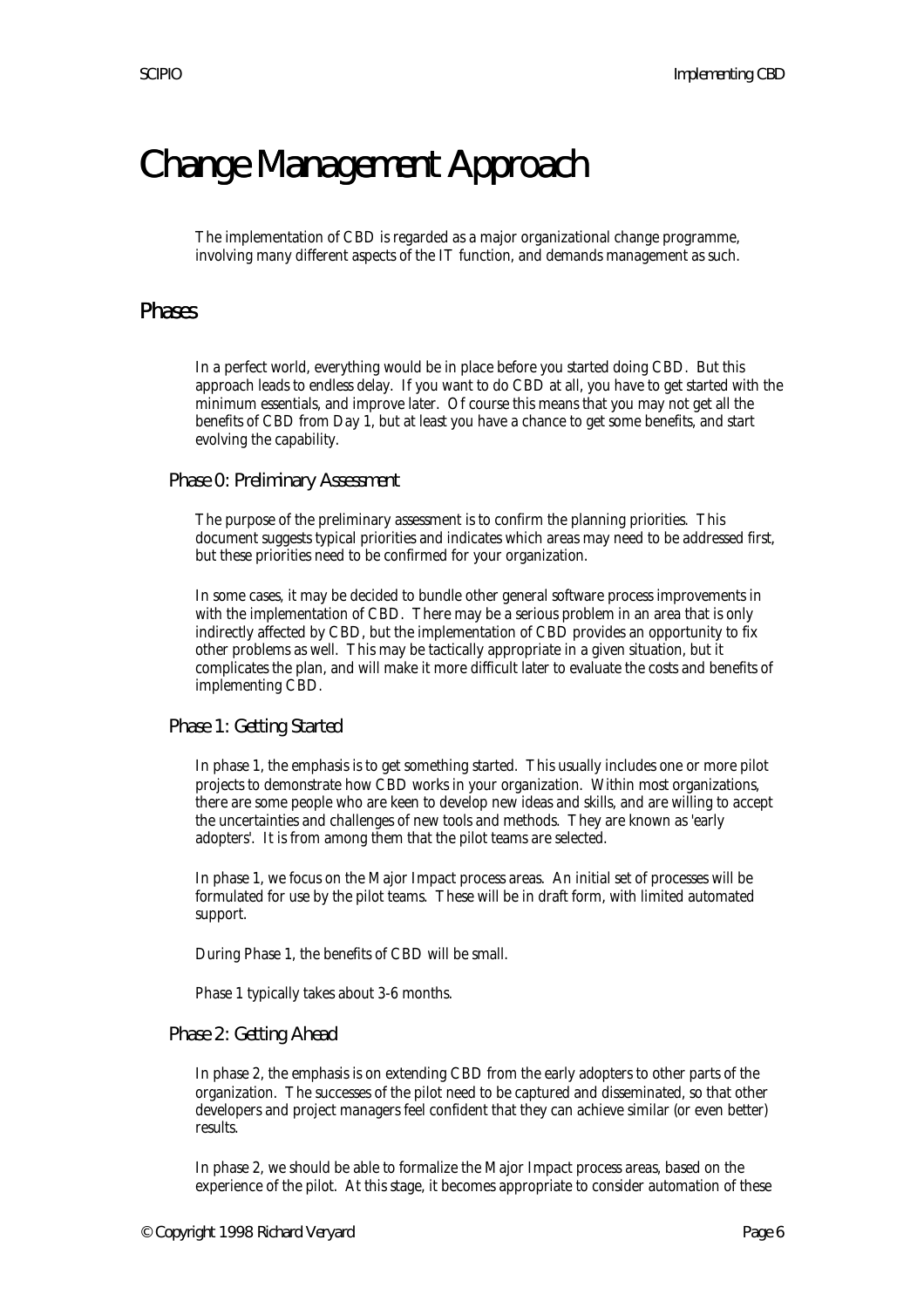# Change Management Approach

The implementation of CBD is regarded as a major organizational change programme, involving many different aspects of the IT function, and demands management as such.

## Phases

In a perfect world, everything would be in place before you started doing CBD. But this approach leads to endless delay. If you want to do CBD at all, you have to get started with the minimum essentials, and improve later. Of course this means that you may not get all the benefits of CBD from Day 1, but at least you have a chance to get some benefits, and start evolving the capability.

### Phase 0: Preliminary Assessment

The purpose of the preliminary assessment is to confirm the planning priorities. This document suggests typical priorities and indicates which areas may need to be addressed first, but these priorities need to be confirmed for your organization.

In some cases, it may be decided to bundle other general software process improvements in with the implementation of CBD. There may be a serious problem in an area that is only indirectly affected by CBD, but the implementation of CBD provides an opportunity to fix other problems as well. This may be tactically appropriate in a given situation, but it complicates the plan, and will make it more difficult later to evaluate the costs and benefits of implementing CBD.

### Phase 1: Getting Started

In phase 1, the emphasis is to get something started. This usually includes one or more pilot projects to demonstrate how CBD works in your organization. Within most organizations, there are some people who are keen to develop new ideas and skills, and are willing to accept the uncertainties and challenges of new tools and methods. They are known as 'early adopters'. It is from among them that the pilot teams are selected.

In phase 1, we focus on the Major Impact process areas. An initial set of processes will be formulated for use by the pilot teams. These will be in draft form, with limited automated support.

During Phase 1, the benefits of CBD will be small.

Phase 1 typically takes about 3-6 months.

### Phase 2: Getting Ahead

In phase 2, the emphasis is on extending CBD from the early adopters to other parts of the organization. The successes of the pilot need to be captured and disseminated, so that other developers and project managers feel confident that they can achieve similar (or even better) results.

In phase 2, we should be able to formalize the Major Impact process areas, based on the experience of the pilot. At this stage, it becomes appropriate to consider automation of these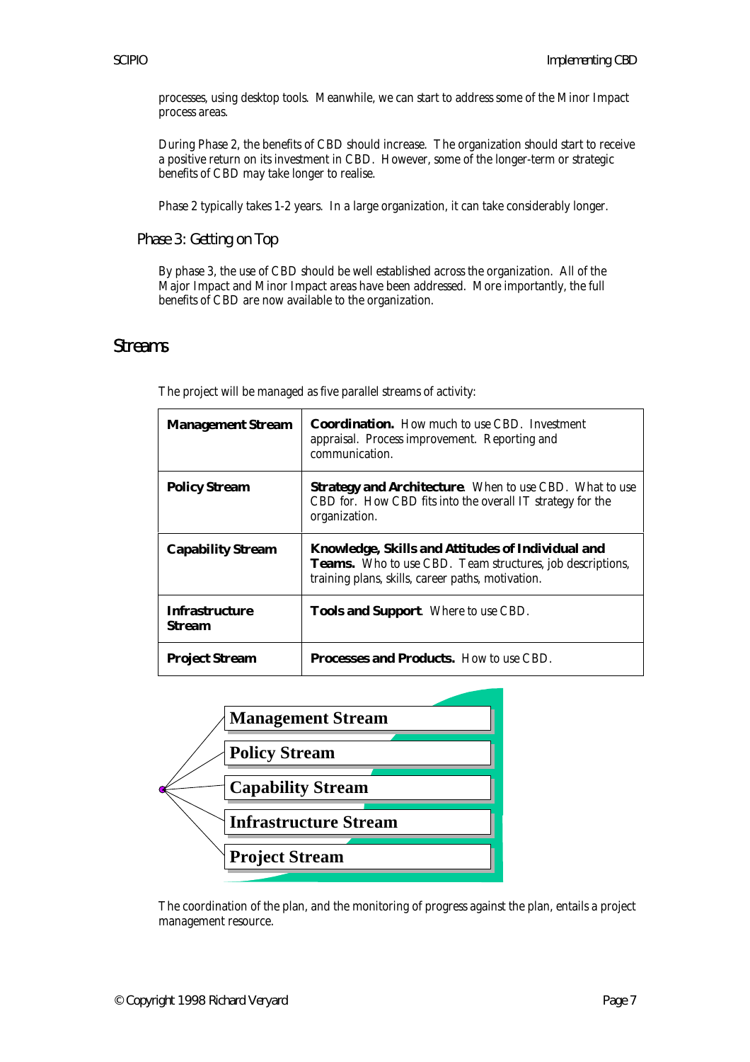processes, using desktop tools. Meanwhile, we can start to address some of the Minor Impact process areas.

During Phase 2, the benefits of CBD should increase. The organization should start to receive a positive return on its investment in CBD. However, some of the longer-term or strategic benefits of CBD may take longer to realise.

Phase 2 typically takes 1-2 years. In a large organization, it can take considerably longer.

### Phase 3: Getting on Top

By phase 3, the use of CBD should be well established across the organization. All of the Major Impact and Minor Impact areas have been addressed. More importantly, the full benefits of CBD are now available to the organization.

## Streams

The project will be managed as five parallel streams of activity:

| | |
|---|---|
| **Management Stream** | **Coordination.** How much to use CBD. Investment appraisal. Process improvement. Reporting and communication. |
| **Policy Stream** | **Strategy and Architecture**. When to use CBD. What to use CBD for. How CBD fits into the overall IT strategy for the organization. |
| **Capability Stream** | **Knowledge, Skills and Attitudes of Individual and Teams.** Who to use CBD. Team structures, job descriptions, training plans, skills, career paths, motivation. |
| **Infrastructure Stream** | **Tools and Support**. Where to use CBD. |
| **Project Stream** | **Processes and Products.** How to use CBD. |

- Management Stream
- Policy Stream
- Capability Stream
- Infrastructure Stream
- Project Stream

The coordination of the plan, and the monitoring of progress against the plan, entails a project management resource.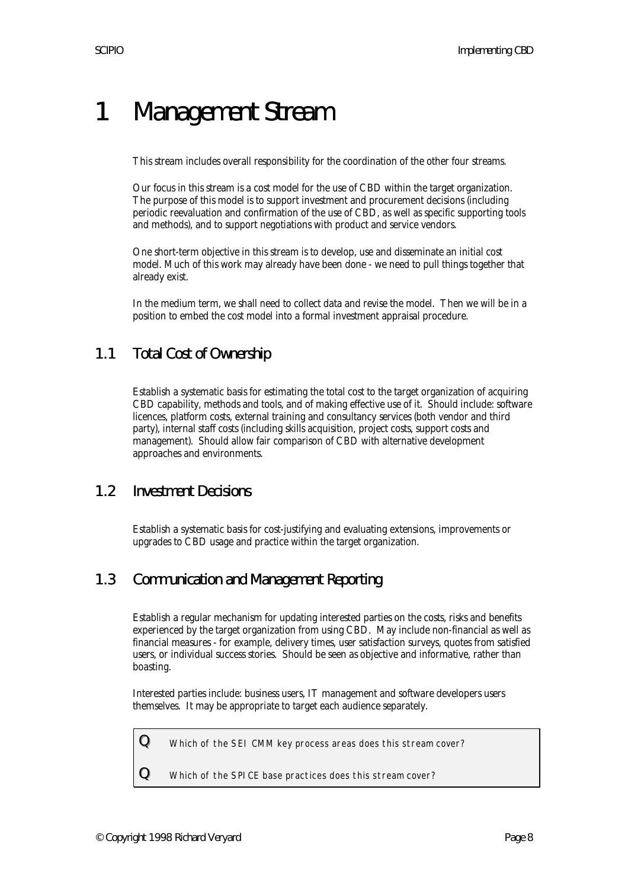# 1 Management Stream

This stream includes overall responsibility for the coordination of the other four streams.

Our focus in this stream is a cost model for the use of CBD within the target organization. The purpose of this model is to support investment and procurement decisions (including periodic reevaluation and confirmation of the use of CBD, as well as specific supporting tools and methods), and to support negotiations with product and service vendors.

One short-term objective in this stream is to develop, use and disseminate an initial cost model. Much of this work may already have been done - we need to pull things together that already exist.

In the medium term, we shall need to collect data and revise the model. Then we will be in a position to embed the cost model into a formal investment appraisal procedure.

## 1.1 Total Cost of Ownership

Establish a systematic basis for estimating the total cost to the target organization of acquiring CBD capability, methods and tools, and of making effective use of it. Should include: software licences, platform costs, external training and consultancy services (both vendor and third party), internal staff costs (including skills acquisition, project costs, support costs and management). Should allow fair comparison of CBD with alternative development approaches and environments.

## 1.2 Investment Decisions

Establish a systematic basis for cost-justifying and evaluating extensions, improvements or upgrades to CBD usage and practice within the target organization.

## 1.3 Communication and Management Reporting

Establish a regular mechanism for updating interested parties on the costs, risks and benefits experienced by the target organization from using CBD. May include non-financial as well as financial measures - for example, delivery times, user satisfaction surveys, quotes from satisfied users, or individual success stories. Should be seen as objective and informative, rather than boasting.

Interested parties include: business users, IT management and software developers users themselves. It may be appropriate to target each audience separately.

**Q** *Which of the SEI CMM key process areas does this stream cover?*

**Q** *Which of the SPICE base practices does this stream cover?*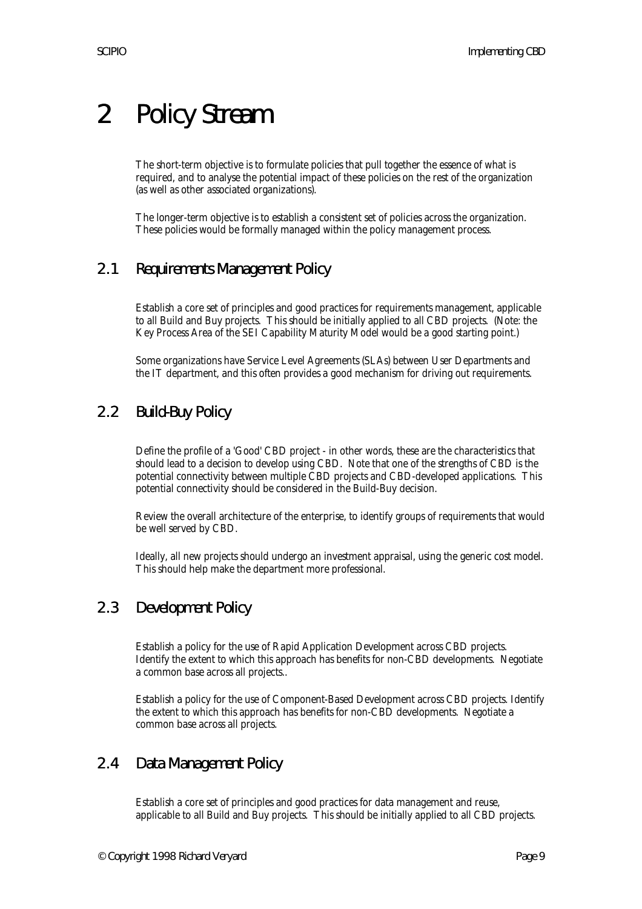# 2 Policy Stream

The short-term objective is to formulate policies that pull together the essence of what is required, and to analyse the potential impact of these policies on the rest of the organization (as well as other associated organizations).

The longer-term objective is to establish a consistent set of policies across the organization. These policies would be formally managed within the policy management process.

## 2.1 Requirements Management Policy

Establish a core set of principles and good practices for requirements management, applicable to all Build and Buy projects. This should be initially applied to all CBD projects. (Note: the Key Process Area of the SEI Capability Maturity Model would be a good starting point.)

Some organizations have Service Level Agreements (SLAs) between User Departments and the IT department, and this often provides a good mechanism for driving out requirements.

## 2.2 Build-Buy Policy

Define the profile of a 'Good' CBD project - in other words, these are the characteristics that should lead to a decision to develop using CBD. Note that one of the strengths of CBD is the potential connectivity between multiple CBD projects and CBD-developed applications. This potential connectivity should be considered in the Build-Buy decision.

Review the overall architecture of the enterprise, to identify groups of requirements that would be well served by CBD.

Ideally, all new projects should undergo an investment appraisal, using the generic cost model. This should help make the department more professional.

## 2.3 Development Policy

Establish a policy for the use of Rapid Application Development across CBD projects. Identify the extent to which this approach has benefits for non-CBD developments. Negotiate a common base across all projects..

Establish a policy for the use of Component-Based Development across CBD projects. Identify the extent to which this approach has benefits for non-CBD developments. Negotiate a common base across all projects.

## 2.4 Data Management Policy

Establish a core set of principles and good practices for data management and reuse, applicable to all Build and Buy projects. This should be initially applied to all CBD projects.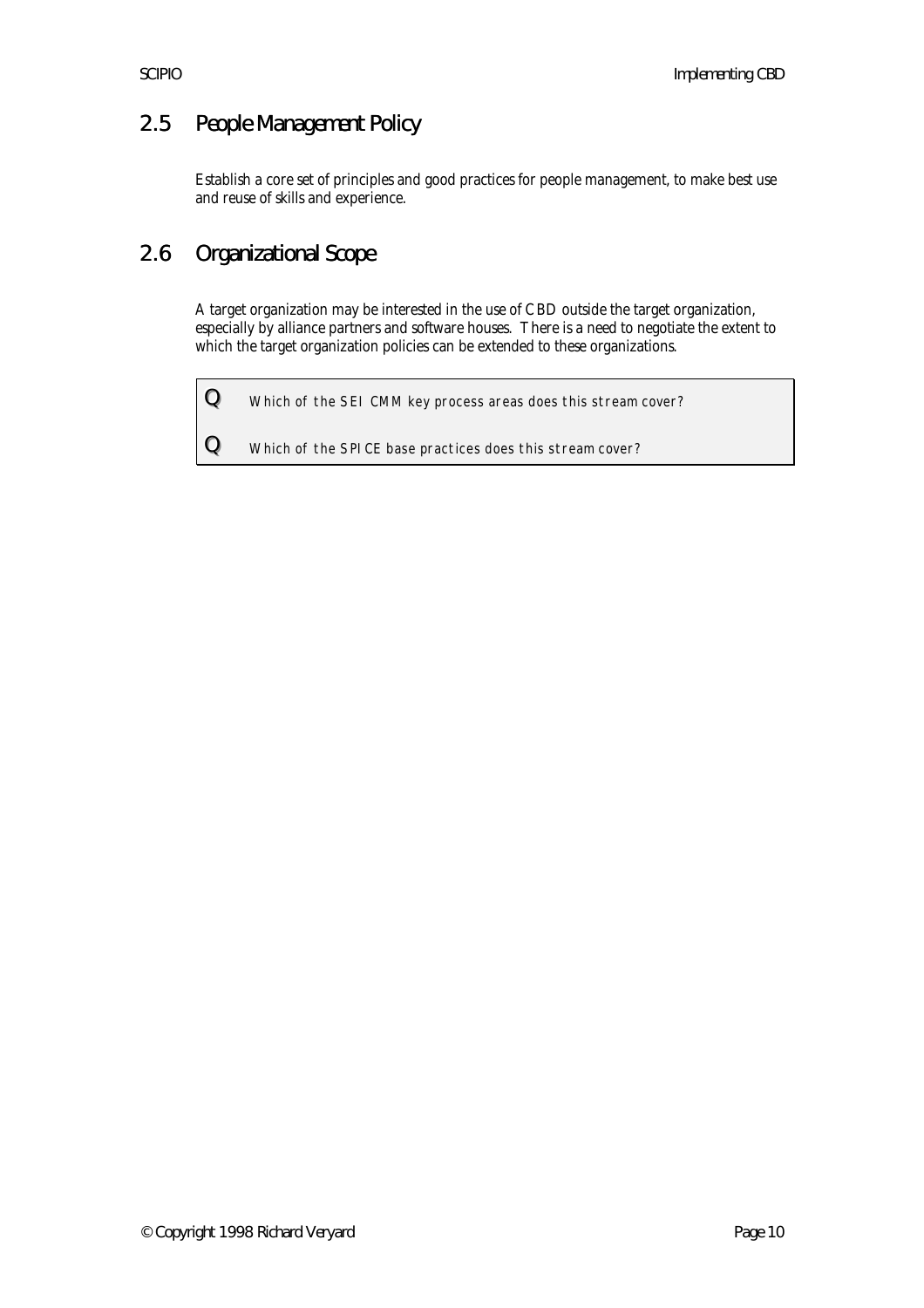## 2.5 People Management Policy

Establish a core set of principles and good practices for people management, to make best use and reuse of skills and experience.

## 2.6 Organizational Scope

A target organization may be interested in the use of CBD outside the target organization, especially by alliance partners and software houses. There is a need to negotiate the extent to which the target organization policies can be extended to these organizations.

> **Q** Which of the SEI CMM key process areas does this stream cover?
>
> **Q** Which of the SPICE base practices does this stream cover?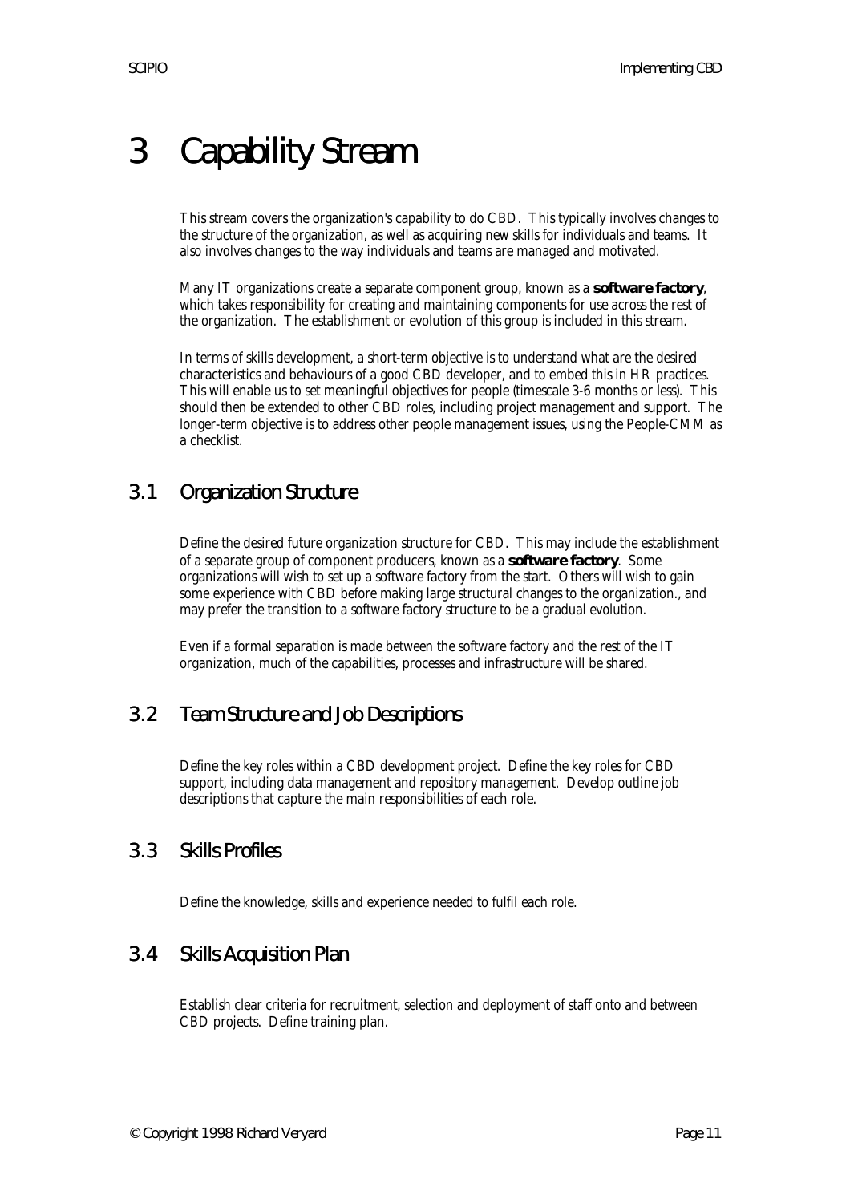# 3 Capability Stream

This stream covers the organization's capability to do CBD. This typically involves changes to the structure of the organization, as well as acquiring new skills for individuals and teams. It also involves changes to the way individuals and teams are managed and motivated.

Many IT organizations create a separate component group, known as a **software factory**, which takes responsibility for creating and maintaining components for use across the rest of the organization. The establishment or evolution of this group is included in this stream.

In terms of skills development, a short-term objective is to understand what are the desired characteristics and behaviours of a good CBD developer, and to embed this in HR practices. This will enable us to set meaningful objectives for people (timescale 3-6 months or less). This should then be extended to other CBD roles, including project management and support. The longer-term objective is to address other people management issues, using the People-CMM as a checklist.

## 3.1 Organization Structure

Define the desired future organization structure for CBD. This may include the establishment of a separate group of component producers, known as a **software factory**. Some organizations will wish to set up a software factory from the start. Others will wish to gain some experience with CBD before making large structural changes to the organization., and may prefer the transition to a software factory structure to be a gradual evolution.

Even if a formal separation is made between the software factory and the rest of the IT organization, much of the capabilities, processes and infrastructure will be shared.

## 3.2 Team Structure and Job Descriptions

Define the key roles within a CBD development project. Define the key roles for CBD support, including data management and repository management. Develop outline job descriptions that capture the main responsibilities of each role.

## 3.3 Skills Profiles

Define the knowledge, skills and experience needed to fulfil each role.

## 3.4 Skills Acquisition Plan

Establish clear criteria for recruitment, selection and deployment of staff onto and between CBD projects. Define training plan.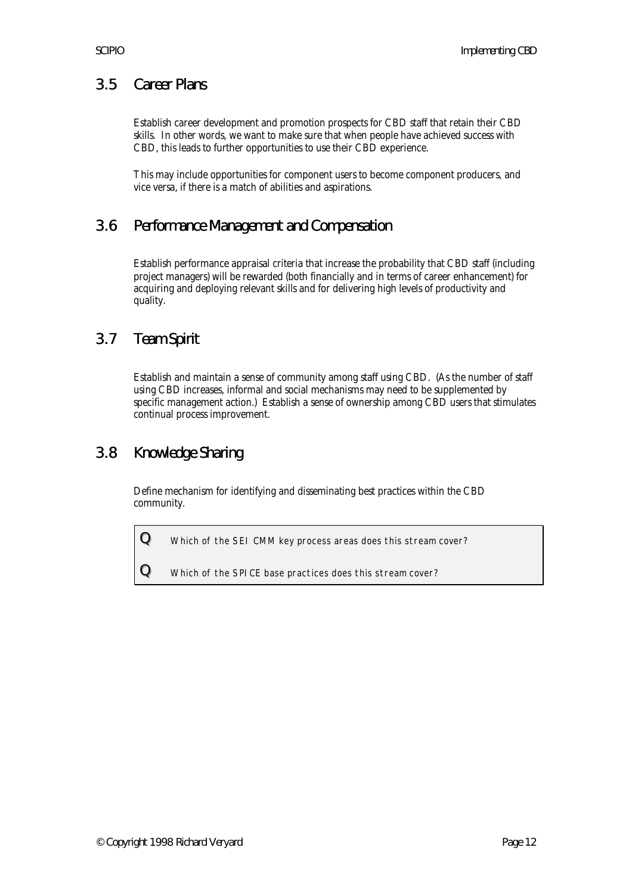## 3.5 Career Plans

Establish career development and promotion prospects for CBD staff that retain their CBD skills. In other words, we want to make sure that when people have achieved success with CBD, this leads to further opportunities to use their CBD experience.

This may include opportunities for component users to become component producers, and vice versa, if there is a match of abilities and aspirations.

## 3.6 Performance Management and Compensation

Establish performance appraisal criteria that increase the probability that CBD staff (including project managers) will be rewarded (both financially and in terms of career enhancement) for acquiring and deploying relevant skills and for delivering high levels of productivity and quality.

## 3.7 Team Spirit

Establish and maintain a sense of community among staff using CBD. (As the number of staff using CBD increases, informal and social mechanisms may need to be supplemented by specific management action.) Establish a sense of ownership among CBD users that stimulates continual process improvement.

## 3.8 Knowledge Sharing

Define mechanism for identifying and disseminating best practices within the CBD community.

> **Q** Which of the SEI CMM key process areas does this stream cover?
>
> **Q** Which of the SPICE base practices does this stream cover?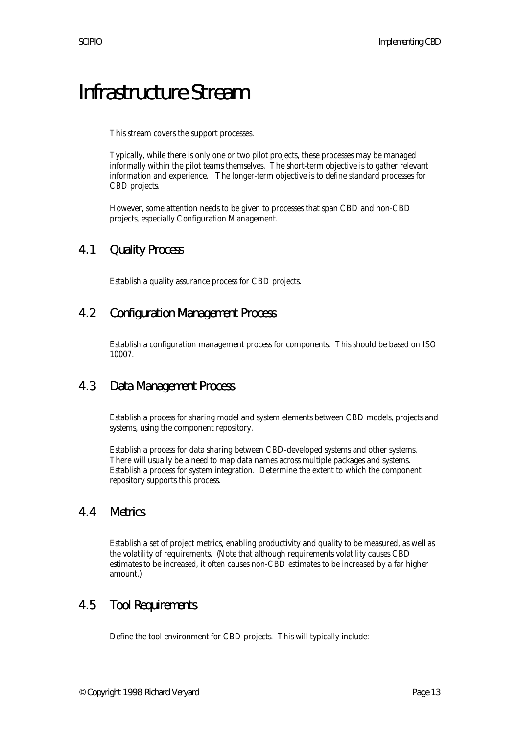# Infrastructure Stream

This stream covers the support processes.

Typically, while there is only one or two pilot projects, these processes may be managed informally within the pilot teams themselves. The short-term objective is to gather relevant information and experience. The longer-term objective is to define standard processes for CBD projects.

However, some attention needs to be given to processes that span CBD and non-CBD projects, especially Configuration Management.

## 4.1 Quality Process

Establish a quality assurance process for CBD projects.

## 4.2 Configuration Management Process

Establish a configuration management process for components. This should be based on ISO 10007.

## 4.3 Data Management Process

Establish a process for sharing model and system elements between CBD models, projects and systems, using the component repository.

Establish a process for data sharing between CBD-developed systems and other systems. There will usually be a need to map data names across multiple packages and systems. Establish a process for system integration. Determine the extent to which the component repository supports this process.

## 4.4 Metrics

Establish a set of project metrics, enabling productivity and quality to be measured, as well as the volatility of requirements. (Note that although requirements volatility causes CBD estimates to be increased, it often causes non-CBD estimates to be increased by a far higher amount.)

## 4.5 Tool Requirements

Define the tool environment for CBD projects. This will typically include: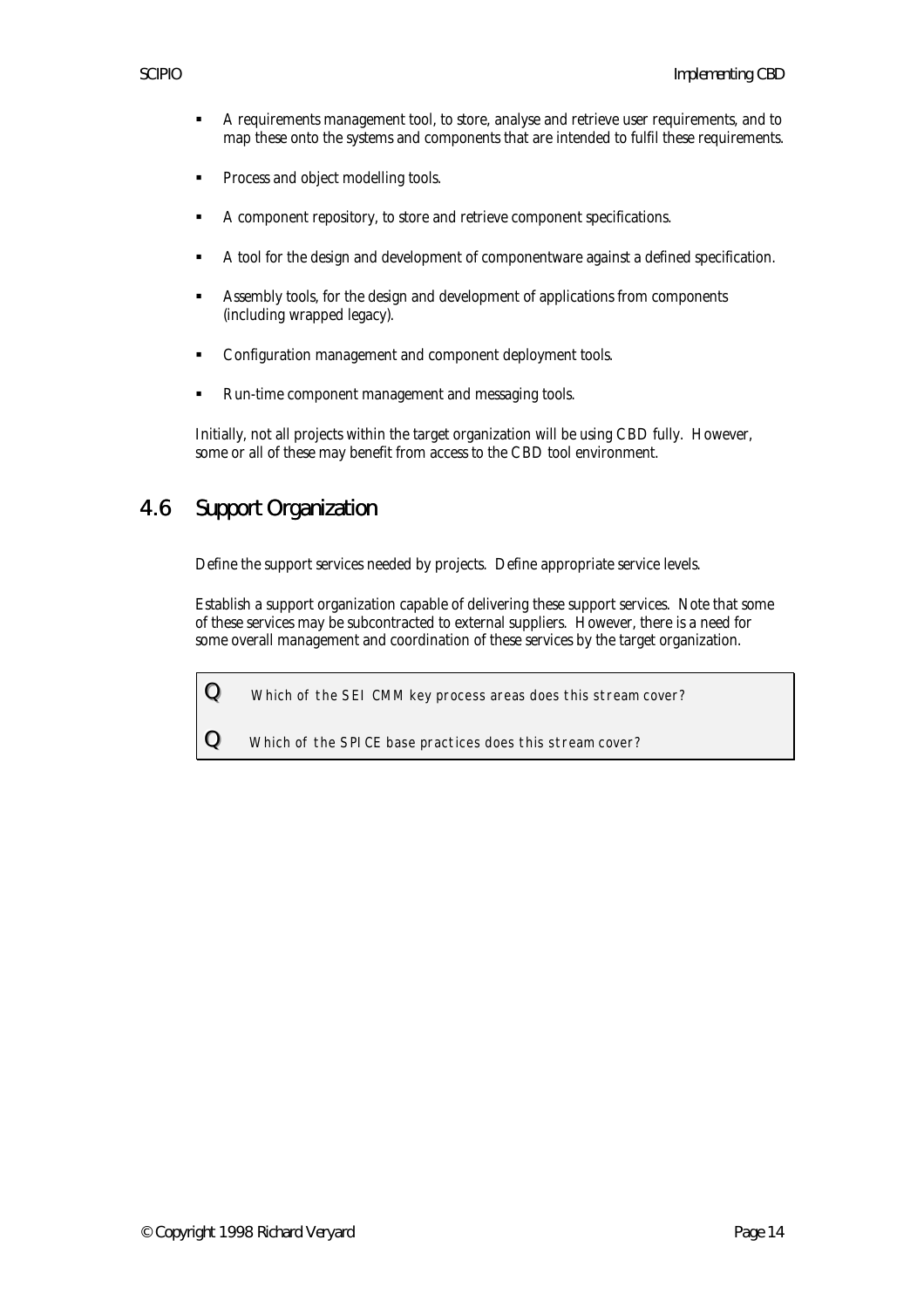- A requirements management tool, to store, analyse and retrieve user requirements, and to map these onto the systems and components that are intended to fulfil these requirements.
- Process and object modelling tools.
- A component repository, to store and retrieve component specifications.
- A tool for the design and development of componentware against a defined specification.
- Assembly tools, for the design and development of applications from components (including wrapped legacy).
- Configuration management and component deployment tools.
- Run-time component management and messaging tools.

Initially, not all projects within the target organization will be using CBD fully. However, some or all of these may benefit from access to the CBD tool environment.

## 4.6 Support Organization

Define the support services needed by projects. Define appropriate service levels.

Establish a support organization capable of delivering these support services. Note that some of these services may be subcontracted to external suppliers. However, there is a need for some overall management and coordination of these services by the target organization.

**Q** *Which of the SEI CMM key process areas does this stream cover?*

**Q** *Which of the SPICE base practices does this stream cover?*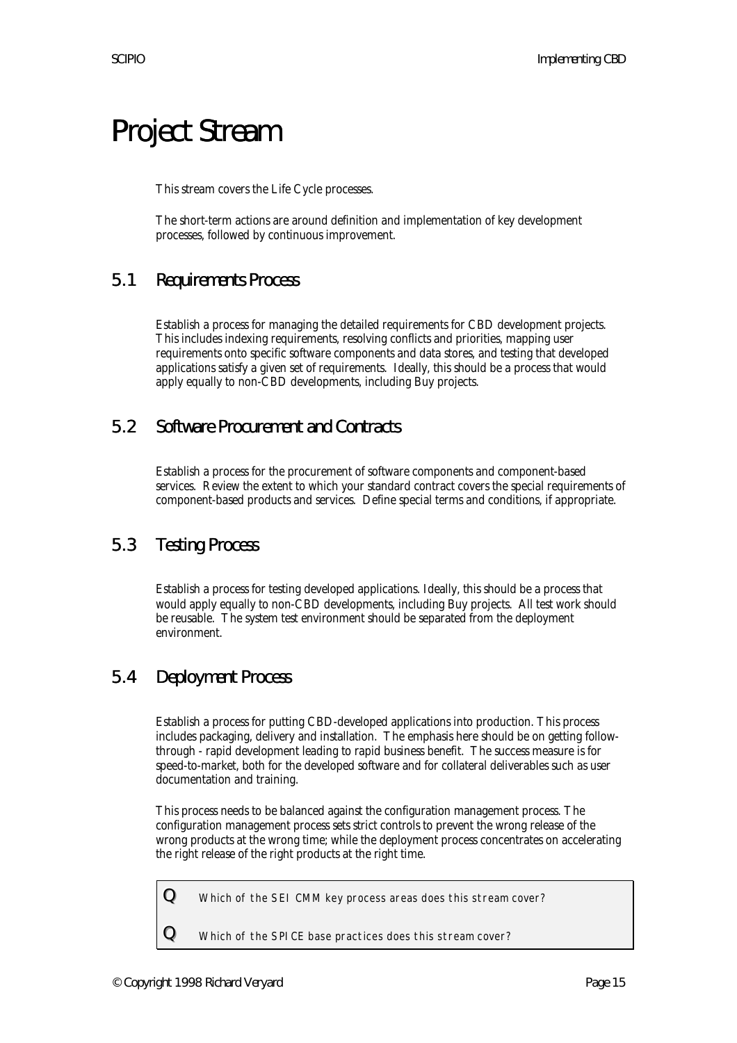# Project Stream

This stream covers the Life Cycle processes.

The short-term actions are around definition and implementation of key development processes, followed by continuous improvement.

## 5.1 Requirements Process

Establish a process for managing the detailed requirements for CBD development projects. This includes indexing requirements, resolving conflicts and priorities, mapping user requirements onto specific software components and data stores, and testing that developed applications satisfy a given set of requirements. Ideally, this should be a process that would apply equally to non-CBD developments, including Buy projects.

## 5.2 Software Procurement and Contracts

Establish a process for the procurement of software components and component-based services. Review the extent to which your standard contract covers the special requirements of component-based products and services. Define special terms and conditions, if appropriate.

## 5.3 Testing Process

Establish a process for testing developed applications. Ideally, this should be a process that would apply equally to non-CBD developments, including Buy projects. All test work should be reusable. The system test environment should be separated from the deployment environment.

## 5.4 Deployment Process

Establish a process for putting CBD-developed applications into production. This process includes packaging, delivery and installation. The emphasis here should be on getting follow-through - rapid development leading to rapid business benefit. The success measure is for speed-to-market, both for the developed software and for collateral deliverables such as user documentation and training.

This process needs to be balanced against the configuration management process. The configuration management process sets strict controls to prevent the wrong release of the wrong products at the wrong time; while the deployment process concentrates on accelerating the right release of the right products at the right time.

**Q** *Which of the SEI CMM key process areas does this stream cover?*

**Q** *Which of the SPICE base practices does this stream cover?*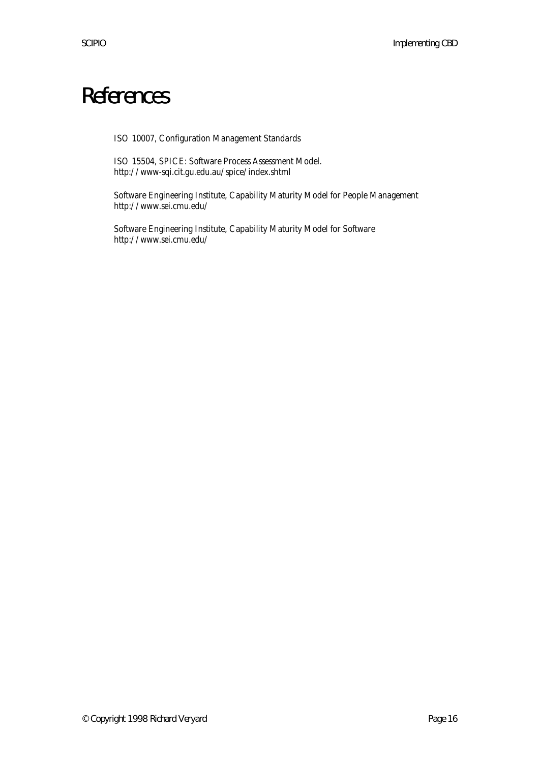# References

ISO 10007, Configuration Management Standards

ISO 15504, SPICE: Software Process Assessment Model.
http://www-sqi.cit.gu.edu.au/spice/index.shtml

Software Engineering Institute, Capability Maturity Model for People Management
http://www.sei.cmu.edu/

Software Engineering Institute, Capability Maturity Model for Software
http://www.sei.cmu.edu/